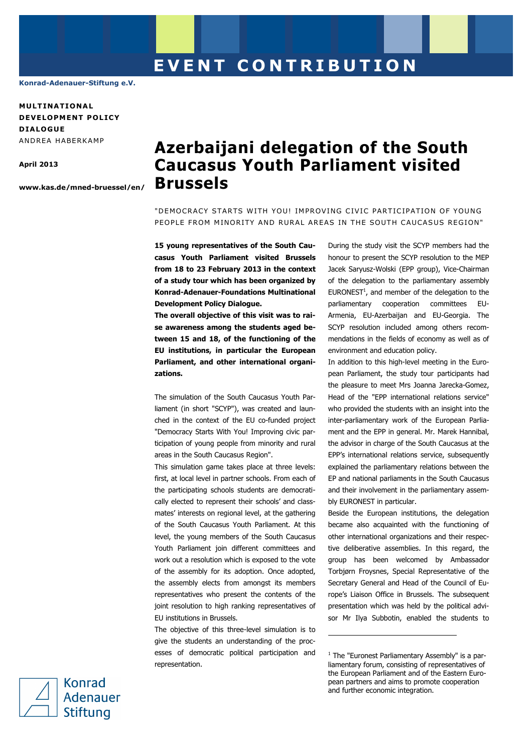EVENT CONTRIBUTION

Konrad-Adenauer-Stiftung e.V.

**MULTINATIONAL DEVELOPMENT POLICY DIALOGUE**
ANDREA HABERKAMP

**April 2013**

**www.kas.de/mned-bruessel/en/**

# Azerbaijani delegation of the South Caucasus Youth Parliament visited Brussels

"DEMOCRACY STARTS WITH YOU! IMPROVING CIVIC PARTICIPATION OF YOUNG PEOPLE FROM MINORITY AND RURAL AREAS IN THE SOUTH CAUCASUS REGION"

**15 young representatives of the South Caucasus Youth Parliament visited Brussels from 18 to 23 February 2013 in the context of a study tour which has been organized by Konrad-Adenauer-Foundations Multinational Development Policy Dialogue.**
**The overall objective of this visit was to raise awareness among the students aged between 15 and 18, of the functioning of the EU institutions, in particular the European Parliament, and other international organizations.**

The simulation of the South Caucasus Youth Parliament (in short "SCYP"), was created and launched in the context of the EU co-funded project "Democracy Starts With You! Improving civic participation of young people from minority and rural areas in the South Caucasus Region".

This simulation game takes place at three levels: first, at local level in partner schools. From each of the participating schools students are democratically elected to represent their schools' and classmates' interests on regional level, at the gathering of the South Caucasus Youth Parliament. At this level, the young members of the South Caucasus Youth Parliament join different committees and work out a resolution which is exposed to the vote of the assembly for its adoption. Once adopted, the assembly elects from amongst its members representatives who present the contents of the joint resolution to high ranking representatives of EU institutions in Brussels.

The objective of this three-level simulation is to give the students an understanding of the processes of democratic political participation and representation.

During the study visit the SCYP members had the honour to present the SCYP resolution to the MEP Jacek Saryusz-Wolski (EPP group), Vice-Chairman of the delegation to the parliamentary assembly EURONEST[1], and member of the delegation to the parliamentary cooperation committees EU-Armenia, EU-Azerbaijan and EU-Georgia. The SCYP resolution included among others recommendations in the fields of economy as well as of environment and education policy.

In addition to this high-level meeting in the European Parliament, the study tour participants had the pleasure to meet Mrs Joanna Jarecka-Gomez, Head of the "EPP international relations service" who provided the students with an insight into the inter-parliamentary work of the European Parliament and the EPP in general. Mr. Marek Hannibal, the advisor in charge of the South Caucasus at the EPP's international relations service, subsequently explained the parliamentary relations between the EP and national parliaments in the South Caucasus and their involvement in the parliamentary assembly EURONEST in particular.

Beside the European institutions, the delegation became also acquainted with the functioning of other international organizations and their respective deliberative assemblies. In this regard, the group has been welcomed by Ambassador Torbjørn Froysnes, Special Representative of the Secretary General and Head of the Council of Europe's Liaison Office in Brussels. The subsequent presentation which was held by the political advisor Mr Ilya Subbotin, enabled the students to

[1] The "Euronest Parliamentary Assembly" is a parliamentary forum, consisting of representatives of the European Parliament and of the Eastern European partners and aims to promote cooperation and further economic integration.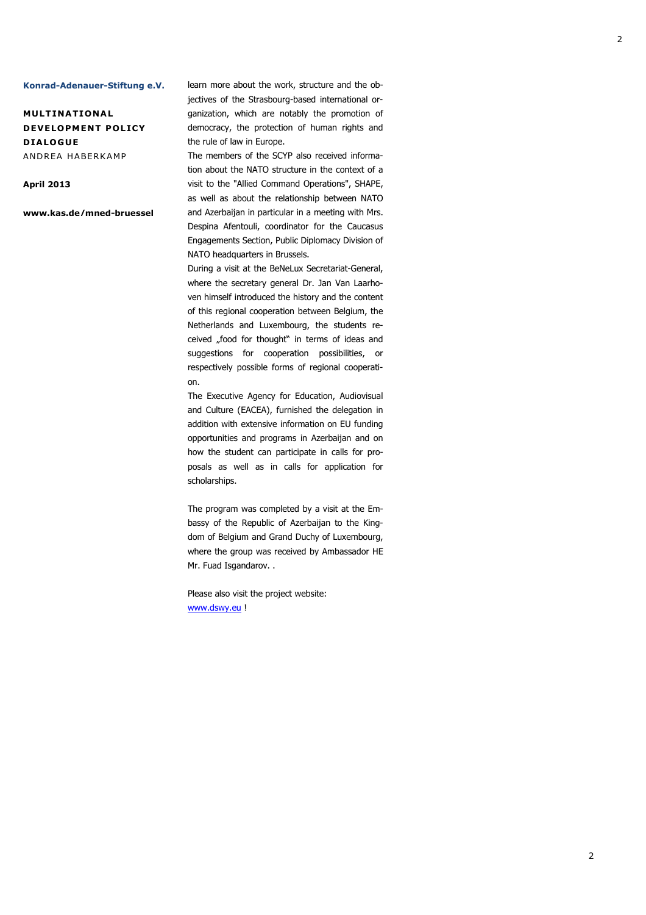**Konrad-Adenauer-Stiftung e.V.**

**MULTINATIONAL DEVELOPMENT POLICY DIALOGUE**

ANDREA HABERKAMP

**April 2013**

**www.kas.de/mned-bruessel**

learn more about the work, structure and the objectives of the Strasbourg-based international organization, which are notably the promotion of democracy, the protection of human rights and the rule of law in Europe.

The members of the SCYP also received information about the NATO structure in the context of a visit to the "Allied Command Operations", SHAPE, as well as about the relationship between NATO and Azerbaijan in particular in a meeting with Mrs. Despina Afentouli, coordinator for the Caucasus Engagements Section, Public Diplomacy Division of NATO headquarters in Brussels.

During a visit at the BeNeLux Secretariat-General, where the secretary general Dr. Jan Van Laarhoven himself introduced the history and the content of this regional cooperation between Belgium, the Netherlands and Luxembourg, the students received „food for thought" in terms of ideas and suggestions for cooperation possibilities, or respectively possible forms of regional cooperation.

The Executive Agency for Education, Audiovisual and Culture (EACEA), furnished the delegation in addition with extensive information on EU funding opportunities and programs in Azerbaijan and on how the student can participate in calls for proposals as well as in calls for application for scholarships.

The program was completed by a visit at the Embassy of the Republic of Azerbaijan to the Kingdom of Belgium and Grand Duchy of Luxembourg, where the group was received by Ambassador HE Mr. Fuad Isgandarov. .

Please also visit the project website: www.dswy.eu !